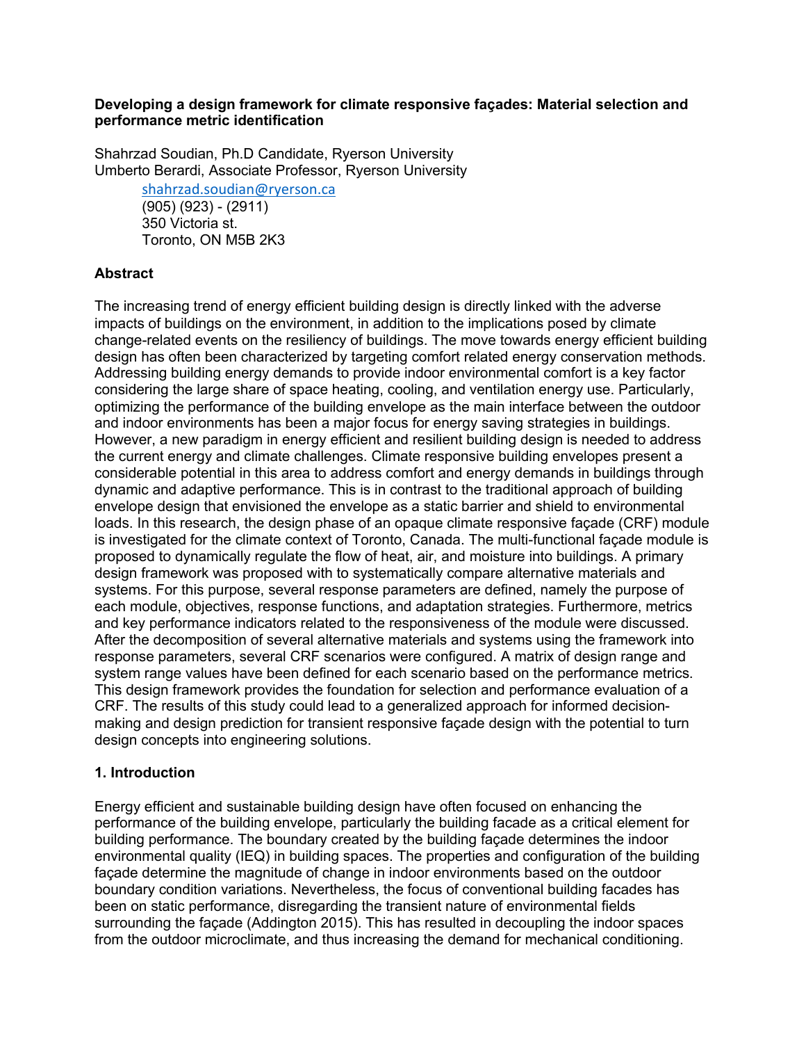**Developing a design framework for climate responsive façades: Material selection and performance metric identification**

Shahrzad Soudian, Ph.D Candidate, Ryerson University
Umberto Berardi, Associate Professor, Ryerson University

shahrzad.soudian@ryerson.ca
(905) (923) - (2911)
350 Victoria st.
Toronto, ON M5B 2K3

## Abstract

The increasing trend of energy efficient building design is directly linked with the adverse impacts of buildings on the environment, in addition to the implications posed by climate change-related events on the resiliency of buildings. The move towards energy efficient building design has often been characterized by targeting comfort related energy conservation methods. Addressing building energy demands to provide indoor environmental comfort is a key factor considering the large share of space heating, cooling, and ventilation energy use. Particularly, optimizing the performance of the building envelope as the main interface between the outdoor and indoor environments has been a major focus for energy saving strategies in buildings. However, a new paradigm in energy efficient and resilient building design is needed to address the current energy and climate challenges. Climate responsive building envelopes present a considerable potential in this area to address comfort and energy demands in buildings through dynamic and adaptive performance. This is in contrast to the traditional approach of building envelope design that envisioned the envelope as a static barrier and shield to environmental loads. In this research, the design phase of an opaque climate responsive façade (CRF) module is investigated for the climate context of Toronto, Canada. The multi-functional façade module is proposed to dynamically regulate the flow of heat, air, and moisture into buildings. A primary design framework was proposed with to systematically compare alternative materials and systems. For this purpose, several response parameters are defined, namely the purpose of each module, objectives, response functions, and adaptation strategies. Furthermore, metrics and key performance indicators related to the responsiveness of the module were discussed. After the decomposition of several alternative materials and systems using the framework into response parameters, several CRF scenarios were configured. A matrix of design range and system range values have been defined for each scenario based on the performance metrics. This design framework provides the foundation for selection and performance evaluation of a CRF. The results of this study could lead to a generalized approach for informed decision-making and design prediction for transient responsive façade design with the potential to turn design concepts into engineering solutions.

## 1. Introduction

Energy efficient and sustainable building design have often focused on enhancing the performance of the building envelope, particularly the building facade as a critical element for building performance. The boundary created by the building façade determines the indoor environmental quality (IEQ) in building spaces. The properties and configuration of the building façade determine the magnitude of change in indoor environments based on the outdoor boundary condition variations. Nevertheless, the focus of conventional building facades has been on static performance, disregarding the transient nature of environmental fields surrounding the façade (Addington 2015). This has resulted in decoupling the indoor spaces from the outdoor microclimate, and thus increasing the demand for mechanical conditioning.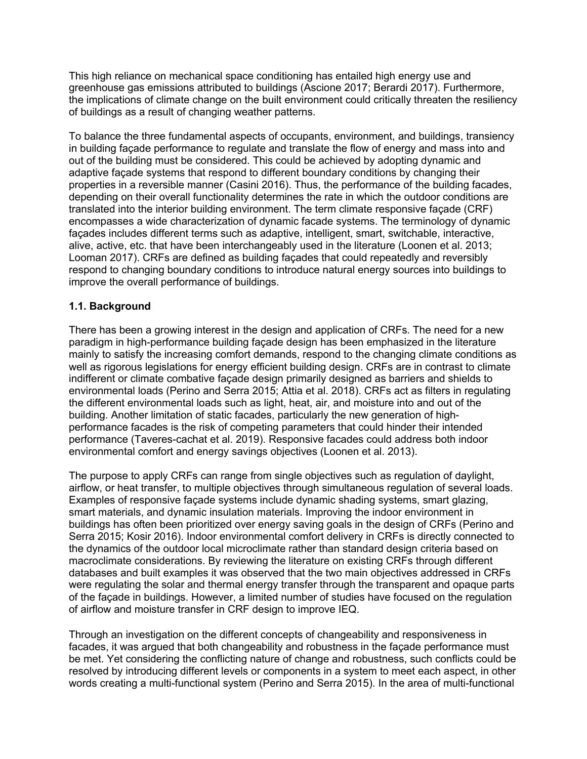This high reliance on mechanical space conditioning has entailed high energy use and greenhouse gas emissions attributed to buildings (Ascione 2017; Berardi 2017). Furthermore, the implications of climate change on the built environment could critically threaten the resiliency of buildings as a result of changing weather patterns.

To balance the three fundamental aspects of occupants, environment, and buildings, transiency in building façade performance to regulate and translate the flow of energy and mass into and out of the building must be considered. This could be achieved by adopting dynamic and adaptive façade systems that respond to different boundary conditions by changing their properties in a reversible manner (Casini 2016). Thus, the performance of the building facades, depending on their overall functionality determines the rate in which the outdoor conditions are translated into the interior building environment. The term climate responsive façade (CRF) encompasses a wide characterization of dynamic facade systems. The terminology of dynamic façades includes different terms such as adaptive, intelligent, smart, switchable, interactive, alive, active, etc. that have been interchangeably used in the literature (Loonen et al. 2013; Looman 2017). CRFs are defined as building façades that could repeatedly and reversibly respond to changing boundary conditions to introduce natural energy sources into buildings to improve the overall performance of buildings.

### 1.1. Background

There has been a growing interest in the design and application of CRFs. The need for a new paradigm in high-performance building façade design has been emphasized in the literature mainly to satisfy the increasing comfort demands, respond to the changing climate conditions as well as rigorous legislations for energy efficient building design. CRFs are in contrast to climate indifferent or climate combative façade design primarily designed as barriers and shields to environmental loads (Perino and Serra 2015; Attia et al. 2018). CRFs act as filters in regulating the different environmental loads such as light, heat, air, and moisture into and out of the building. Another limitation of static facades, particularly the new generation of high-performance facades is the risk of competing parameters that could hinder their intended performance (Taveres-cachat et al. 2019). Responsive facades could address both indoor environmental comfort and energy savings objectives (Loonen et al. 2013).

The purpose to apply CRFs can range from single objectives such as regulation of daylight, airflow, or heat transfer, to multiple objectives through simultaneous regulation of several loads. Examples of responsive façade systems include dynamic shading systems, smart glazing, smart materials, and dynamic insulation materials. Improving the indoor environment in buildings has often been prioritized over energy saving goals in the design of CRFs (Perino and Serra 2015; Kosir 2016). Indoor environmental comfort delivery in CRFs is directly connected to the dynamics of the outdoor local microclimate rather than standard design criteria based on macroclimate considerations. By reviewing the literature on existing CRFs through different databases and built examples it was observed that the two main objectives addressed in CRFs were regulating the solar and thermal energy transfer through the transparent and opaque parts of the façade in buildings. However, a limited number of studies have focused on the regulation of airflow and moisture transfer in CRF design to improve IEQ.

Through an investigation on the different concepts of changeability and responsiveness in facades, it was argued that both changeability and robustness in the façade performance must be met. Yet considering the conflicting nature of change and robustness, such conflicts could be resolved by introducing different levels or components in a system to meet each aspect, in other words creating a multi-functional system (Perino and Serra 2015). In the area of multi-functional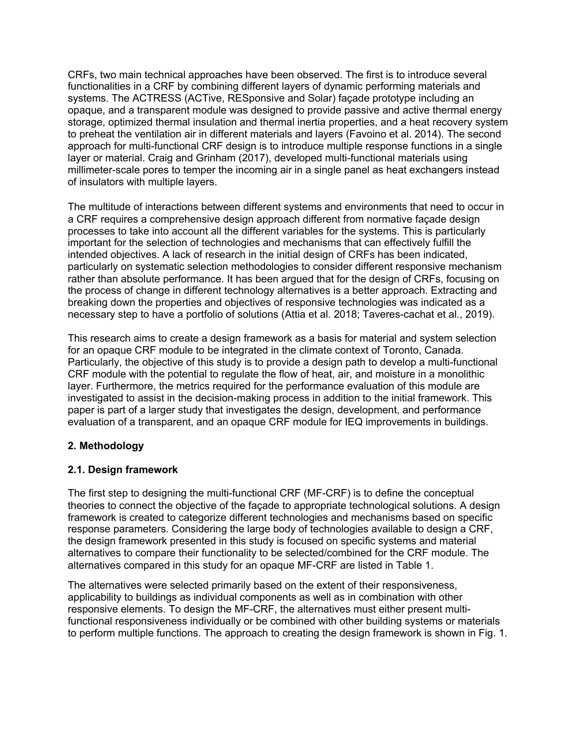CRFs, two main technical approaches have been observed. The first is to introduce several functionalities in a CRF by combining different layers of dynamic performing materials and systems. The ACTRESS (ACTive, RESponsive and Solar) façade prototype including an opaque, and a transparent module was designed to provide passive and active thermal energy storage, optimized thermal insulation and thermal inertia properties, and a heat recovery system to preheat the ventilation air in different materials and layers (Favoino et al. 2014). The second approach for multi-functional CRF design is to introduce multiple response functions in a single layer or material. Craig and Grinham (2017), developed multi-functional materials using millimeter-scale pores to temper the incoming air in a single panel as heat exchangers instead of insulators with multiple layers.

The multitude of interactions between different systems and environments that need to occur in a CRF requires a comprehensive design approach different from normative façade design processes to take into account all the different variables for the systems. This is particularly important for the selection of technologies and mechanisms that can effectively fulfill the intended objectives. A lack of research in the initial design of CRFs has been indicated, particularly on systematic selection methodologies to consider different responsive mechanism rather than absolute performance. It has been argued that for the design of CRFs, focusing on the process of change in different technology alternatives is a better approach. Extracting and breaking down the properties and objectives of responsive technologies was indicated as a necessary step to have a portfolio of solutions (Attia et al. 2018; Taveres-cachat et al., 2019).

This research aims to create a design framework as a basis for material and system selection for an opaque CRF module to be integrated in the climate context of Toronto, Canada. Particularly, the objective of this study is to provide a design path to develop a multi-functional CRF module with the potential to regulate the flow of heat, air, and moisture in a monolithic layer. Furthermore, the metrics required for the performance evaluation of this module are investigated to assist in the decision-making process in addition to the initial framework. This paper is part of a larger study that investigates the design, development, and performance evaluation of a transparent, and an opaque CRF module for IEQ improvements in buildings.

## 2. Methodology

### 2.1. Design framework

The first step to designing the multi-functional CRF (MF-CRF) is to define the conceptual theories to connect the objective of the façade to appropriate technological solutions. A design framework is created to categorize different technologies and mechanisms based on specific response parameters. Considering the large body of technologies available to design a CRF, the design framework presented in this study is focused on specific systems and material alternatives to compare their functionality to be selected/combined for the CRF module. The alternatives compared in this study for an opaque MF-CRF are listed in Table 1.

The alternatives were selected primarily based on the extent of their responsiveness, applicability to buildings as individual components as well as in combination with other responsive elements. To design the MF-CRF, the alternatives must either present multi-functional responsiveness individually or be combined with other building systems or materials to perform multiple functions. The approach to creating the design framework is shown in Fig. 1.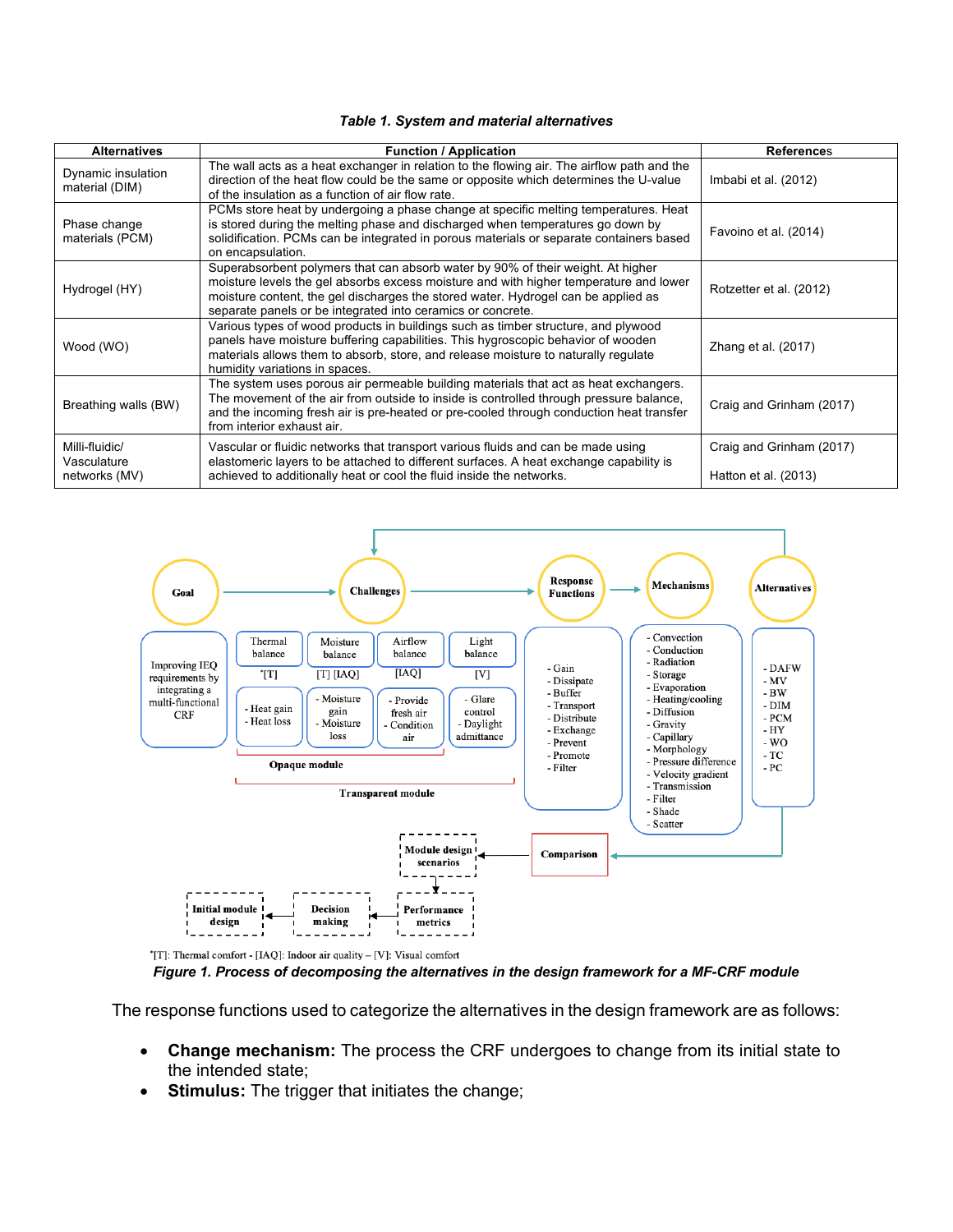*Table 1. System and material alternatives*

| Alternatives | Function / Application | References |
|---|---|---|
| Dynamic insulation material (DIM) | The wall acts as a heat exchanger in relation to the flowing air. The airflow path and the direction of the heat flow could be the same or opposite which determines the U-value of the insulation as a function of air flow rate. | Imbabi et al. (2012) |
| Phase change materials (PCM) | PCMs store heat by undergoing a phase change at specific melting temperatures. Heat is stored during the melting phase and discharged when temperatures go down by solidification. PCMs can be integrated in porous materials or separate containers based on encapsulation. | Favoino et al. (2014) |
| Hydrogel (HY) | Superabsorbent polymers that can absorb water by 90% of their weight. At higher moisture levels the gel absorbs excess moisture and with higher temperature and lower moisture content, the gel discharges the stored water. Hydrogel can be applied as separate panels or be integrated into ceramics or concrete. | Rotzetter et al. (2012) |
| Wood (WO) | Various types of wood products in buildings such as timber structure, and plywood panels have moisture buffering capabilities. This hygroscopic behavior of wooden materials allows them to absorb, store, and release moisture to naturally regulate humidity variations in spaces. | Zhang et al. (2017) |
| Breathing walls (BW) | The system uses porous air permeable building materials that act as heat exchangers. The movement of the air from outside to inside is controlled through pressure balance, and the incoming fresh air is pre-heated or pre-cooled through conduction heat transfer from interior exhaust air. | Craig and Grinham (2017) |
| Milli-fluidic/ Vasculature networks (MV) | Vascular or fluidic networks that transport various fluids and can be made using elastomeric layers to be attached to different surfaces. A heat exchange capability is achieved to additionally heat or cool the fluid inside the networks. | Craig and Grinham (2017)<br>Hatton et al. (2013) |

*[T]: Thermal comfort - [IAQ]: Indoor air quality – [V]: Visual comfort

***Figure 1. Process of decomposing the alternatives in the design framework for a MF-CRF module***

The response functions used to categorize the alternatives in the design framework are as follows:

- **Change mechanism:** The process the CRF undergoes to change from its initial state to the intended state;
- **Stimulus:** The trigger that initiates the change;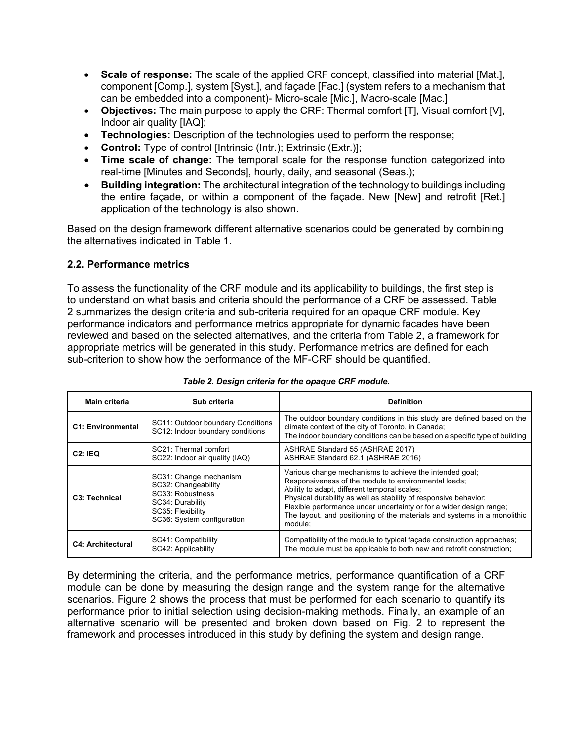- **Scale of response:** The scale of the applied CRF concept, classified into material [Mat.], component [Comp.], system [Syst.], and façade [Fac.] (system refers to a mechanism that can be embedded into a component)- Micro-scale [Mic.], Macro-scale [Mac.]
- **Objectives:** The main purpose to apply the CRF: Thermal comfort [T], Visual comfort [V], Indoor air quality [IAQ];
- **Technologies:** Description of the technologies used to perform the response;
- **Control:** Type of control [Intrinsic (Intr.); Extrinsic (Extr.)];
- **Time scale of change:** The temporal scale for the response function categorized into real-time [Minutes and Seconds], hourly, daily, and seasonal (Seas.);
- **Building integration:** The architectural integration of the technology to buildings including the entire façade, or within a component of the façade. New [New] and retrofit [Ret.] application of the technology is also shown.

Based on the design framework different alternative scenarios could be generated by combining the alternatives indicated in Table 1.

## 2.2. Performance metrics

To assess the functionality of the CRF module and its applicability to buildings, the first step is to understand on what basis and criteria should the performance of a CRF be assessed. Table 2 summarizes the design criteria and sub-criteria required for an opaque CRF module. Key performance indicators and performance metrics appropriate for dynamic facades have been reviewed and based on the selected alternatives, and the criteria from Table 2, a framework for appropriate metrics will be generated in this study. Performance metrics are defined for each sub-criterion to show how the performance of the MF-CRF should be quantified.

***Table 2. Design criteria for the opaque CRF module.***

| Main criteria | Sub criteria | Definition |
|---|---|---|
| **C1: Environmental** | SC11: Outdoor boundary Conditions<br>SC12: Indoor boundary conditions | The outdoor boundary conditions in this study are defined based on the climate context of the city of Toronto, in Canada;<br>The indoor boundary conditions can be based on a specific type of building |
| **C2: IEQ** | SC21: Thermal comfort<br>SC22: Indoor air quality (IAQ) | ASHRAE Standard 55 (ASHRAE 2017)<br>ASHRAE Standard 62.1 (ASHRAE 2016) |
| **C3: Technical** | SC31: Change mechanism<br>SC32: Changeability<br>SC33: Robustness<br>SC34: Durability<br>SC35: Flexibility<br>SC36: System configuration | Various change mechanisms to achieve the intended goal;<br>Responsiveness of the module to environmental loads;<br>Ability to adapt, different temporal scales;<br>Physical durability as well as stability of responsive behavior;<br>Flexible performance under uncertainty or for a wider design range;<br>The layout, and positioning of the materials and systems in a monolithic module; |
| **C4: Architectural** | SC41: Compatibility<br>SC42: Applicability | Compatibility of the module to typical façade construction approaches;<br>The module must be applicable to both new and retrofit construction; |

By determining the criteria, and the performance metrics, performance quantification of a CRF module can be done by measuring the design range and the system range for the alternative scenarios. Figure 2 shows the process that must be performed for each scenario to quantify its performance prior to initial selection using decision-making methods. Finally, an example of an alternative scenario will be presented and broken down based on Fig. 2 to represent the framework and processes introduced in this study by defining the system and design range.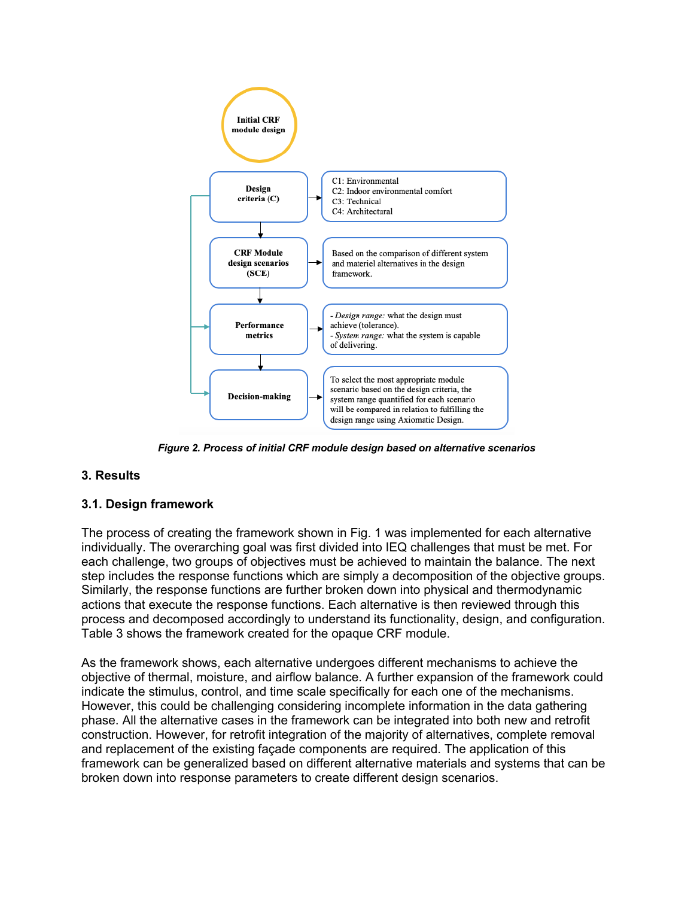Initial CRF module design

| | |
|---|---|
| **Design criteria (C)** | C1: Environmental<br>C2: Indoor environmental comfort<br>C3: Technical<br>C4: Architectural |
| **CRF Module design scenarios (SCE)** | Based on the comparison of different system and materiel alternatives in the design framework. |
| **Performance metrics** | - *Design range:* what the design must achieve (tolerance).<br>- *System range:* what the system is capable of delivering. |
| **Decision-making** | To select the most appropriate module scenario based on the design criteria, the system range quantified for each scenario will be compared in relation to fulfilling the design range using Axiomatic Design. |

***Figure 2. Process of initial CRF module design based on alternative scenarios***

## 3. Results

### 3.1. Design framework

The process of creating the framework shown in Fig. 1 was implemented for each alternative individually. The overarching goal was first divided into IEQ challenges that must be met. For each challenge, two groups of objectives must be achieved to maintain the balance. The next step includes the response functions which are simply a decomposition of the objective groups. Similarly, the response functions are further broken down into physical and thermodynamic actions that execute the response functions. Each alternative is then reviewed through this process and decomposed accordingly to understand its functionality, design, and configuration. Table 3 shows the framework created for the opaque CRF module.

As the framework shows, each alternative undergoes different mechanisms to achieve the objective of thermal, moisture, and airflow balance. A further expansion of the framework could indicate the stimulus, control, and time scale specifically for each one of the mechanisms. However, this could be challenging considering incomplete information in the data gathering phase. All the alternative cases in the framework can be integrated into both new and retrofit construction. However, for retrofit integration of the majority of alternatives, complete removal and replacement of the existing façade components are required. The application of this framework can be generalized based on different alternative materials and systems that can be broken down into response parameters to create different design scenarios.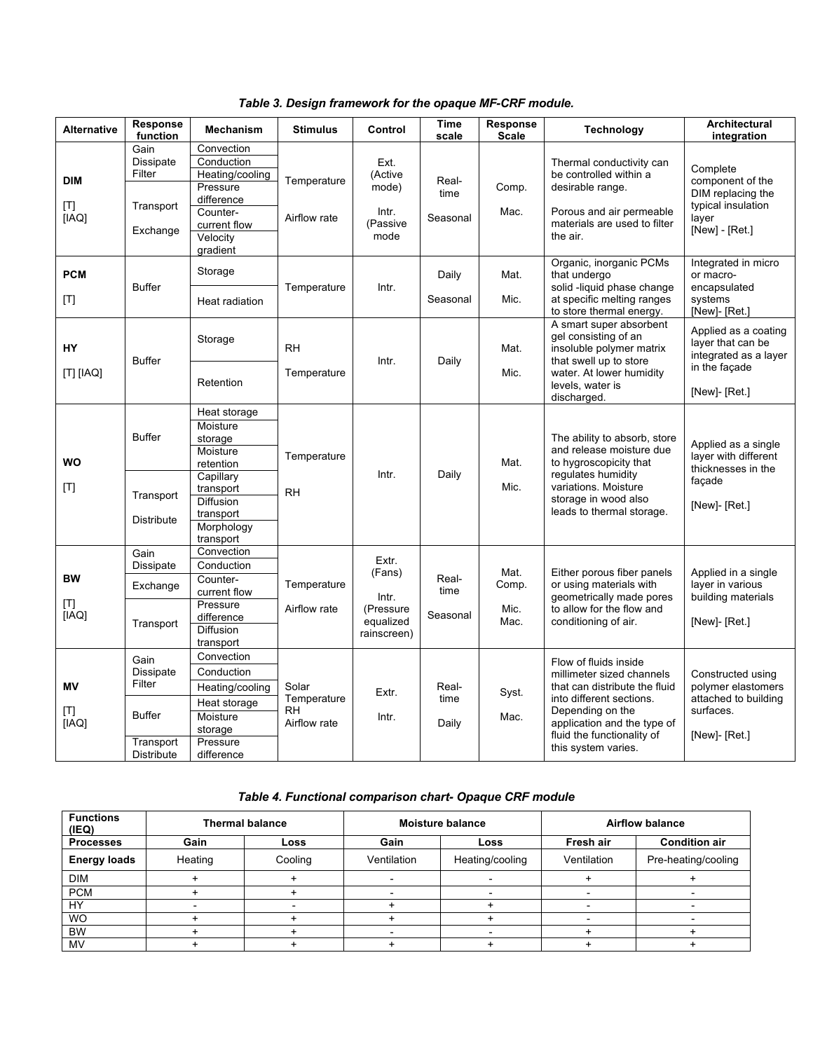***Table 3. Design framework for the opaque MF-CRF module.***

| Alternative | Response function | Mechanism | Stimulus | Control | Time scale | Response Scale | Technology | Architectural integration |
|---|---|---|---|---|---|---|---|---|
| **DIM** [T] [IAQ] | Gain Dissipate Filter | Convection | Temperature Airflow rate | Ext. (Active mode) Intr. (Passive mode) | Real-time Seasonal | Comp. Mac. | Thermal conductivity can be controlled within a desirable range. Porous and air permeable materials are used to filter the air. | Complete component of the DIM replacing the typical insulation layer [New] - [Ret.] |
| | | Conduction | | | | | | |
| | | Heating/cooling | | | | | | |
| | Transport Exchange | Pressure difference | | | | | | |
| | | Counter-current flow | | | | | | |
| | | Velocity gradient | | | | | | |
| **PCM** [T] | Buffer | Storage | Temperature | Intr. | Daily Seasonal | Mat. Mic. | Organic, inorganic PCMs that undergo solid -liquid phase change at specific melting ranges to store thermal energy. | Integrated in micro or macro-encapsulated systems [New]- [Ret.] |
| | | Heat radiation | | | | | | |
| **HY** [T] [IAQ] | Buffer | Storage | RH Temperature | Intr. | Daily | Mat. Mic. | A smart super absorbent gel consisting of an insoluble polymer matrix that swell up to store water. At lower humidity levels, water is discharged. | Applied as a coating layer that can be integrated as a layer in the façade [New]- [Ret.] |
| | | Retention | | | | | | |
| **WO** [T] | Buffer | Heat storage | Temperature RH | Intr. | Daily | Mat. Mic. | The ability to absorb, store and release moisture due to hygroscopicity that regulates humidity variations. Moisture storage in wood also leads to thermal storage. | Applied as a single layer with different thicknesses in the façade [New]- [Ret.] |
| | | Moisture storage | | | | | | |
| | | Moisture retention | | | | | | |
| | Transport Distribute | Capillary transport | | | | | | |
| | | Diffusion transport | | | | | | |
| | | Morphology transport | | | | | | |
| **BW** [T] [IAQ] | Gain Dissipate | Convection | Temperature Airflow rate | Extr. (Fans) Intr. (Pressure equalized rainscreen) | Real-time Seasonal | Mat. Comp. Mic. Mac. | Either porous fiber panels or using materials with geometrically made pores to allow for the flow and conditioning of air. | Applied in a single layer in various building materials [New]- [Ret.] |
| | | Conduction | | | | | | |
| | Exchange | Counter-current flow | | | | | | |
| | Transport | Pressure difference | | | | | | |
| | | Diffusion transport | | | | | | |
| **MV** [T] [IAQ] | Gain Dissipate Filter | Convection | Solar Temperature RH Airflow rate | Extr. Intr. | Real-time Daily | Syst. Mac. | Flow of fluids inside millimeter sized channels that can distribute the fluid into different sections. Depending on the application and the type of fluid the functionality of this system varies. | Constructed using polymer elastomers attached to building surfaces. [New]- [Ret.] |
| | | Conduction | | | | | | |
| | | Heating/cooling | | | | | | |
| | Buffer | Heat storage | | | | | | |
| | | Moisture storage | | | | | | |
| | Transport Distribute | Pressure difference | | | | | | |

***Table 4. Functional comparison chart- Opaque CRF module***

| **Functions (IEQ)** | **Thermal balance** | | **Moisture balance** | | **Airflow balance** | |
|---|---|---|---|---|---|---|
| **Processes** | **Gain** | **Loss** | **Gain** | **Loss** | **Fresh air** | **Condition air** |
| **Energy loads** | Heating | Cooling | Ventilation | Heating/cooling | Ventilation | Pre-heating/cooling |
| DIM | + | + | - | - | + | + |
| PCM | + | + | - | - | - | - |
| HY | - | - | + | + | - | - |
| WO | + | + | + | + | - | - |
| BW | + | + | - | - | + | + |
| MV | + | + | + | + | + | + |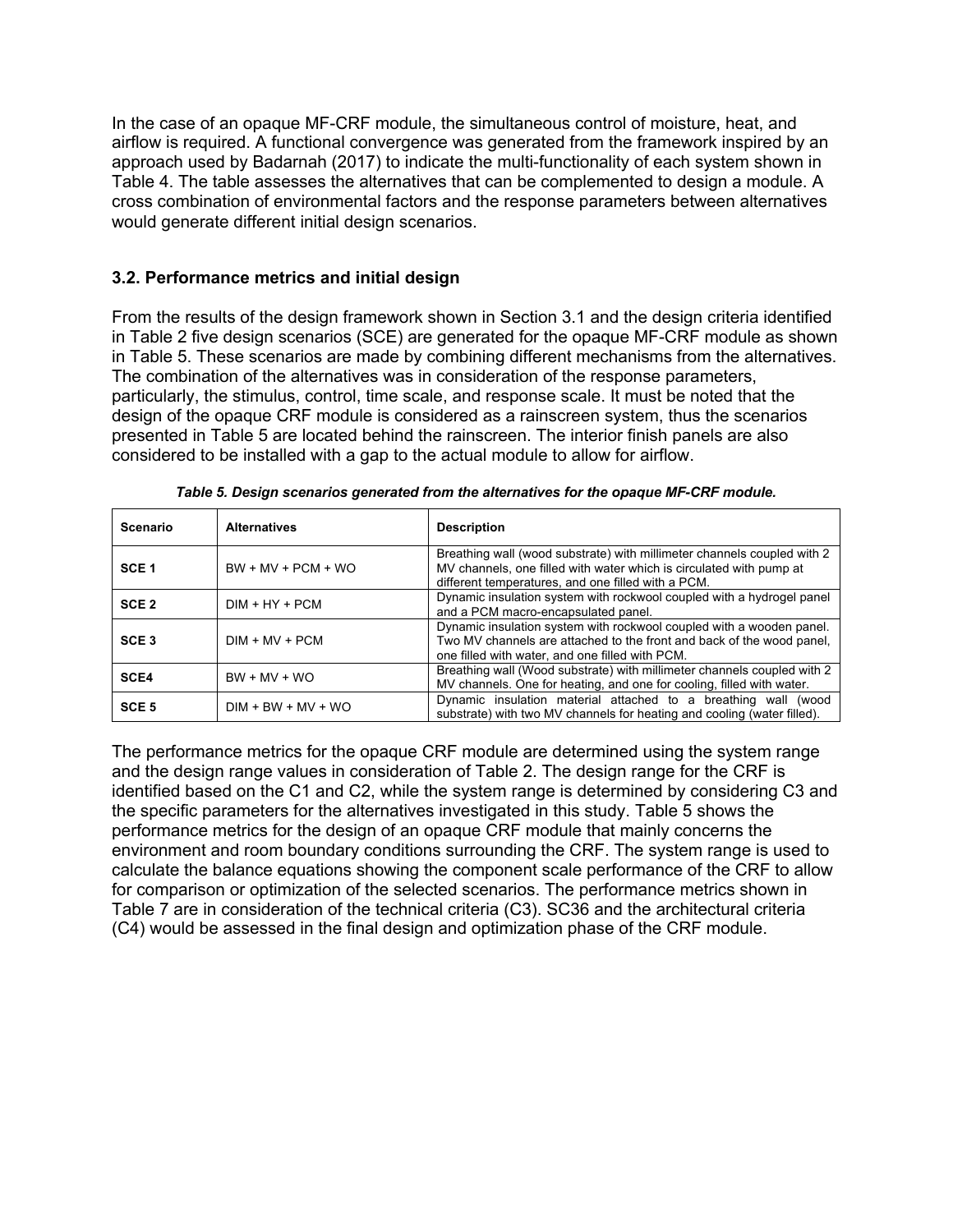In the case of an opaque MF-CRF module, the simultaneous control of moisture, heat, and airflow is required. A functional convergence was generated from the framework inspired by an approach used by Badarnah (2017) to indicate the multi-functionality of each system shown in Table 4. The table assesses the alternatives that can be complemented to design a module. A cross combination of environmental factors and the response parameters between alternatives would generate different initial design scenarios.

### 3.2. Performance metrics and initial design

From the results of the design framework shown in Section 3.1 and the design criteria identified in Table 2 five design scenarios (SCE) are generated for the opaque MF-CRF module as shown in Table 5. These scenarios are made by combining different mechanisms from the alternatives. The combination of the alternatives was in consideration of the response parameters, particularly, the stimulus, control, time scale, and response scale. It must be noted that the design of the opaque CRF module is considered as a rainscreen system, thus the scenarios presented in Table 5 are located behind the rainscreen. The interior finish panels are also considered to be installed with a gap to the actual module to allow for airflow.

***Table 5. Design scenarios generated from the alternatives for the opaque MF-CRF module.***

| Scenario | Alternatives | Description |
|---|---|---|
| **SCE 1** | BW + MV + PCM + WO | Breathing wall (wood substrate) with millimeter channels coupled with 2 MV channels, one filled with water which is circulated with pump at different temperatures, and one filled with a PCM. |
| **SCE 2** | DIM + HY + PCM | Dynamic insulation system with rockwool coupled with a hydrogel panel and a PCM macro-encapsulated panel. |
| **SCE 3** | DIM + MV + PCM | Dynamic insulation system with rockwool coupled with a wooden panel. Two MV channels are attached to the front and back of the wood panel, one filled with water, and one filled with PCM. |
| **SCE4** | BW + MV + WO | Breathing wall (Wood substrate) with millimeter channels coupled with 2 MV channels. One for heating, and one for cooling, filled with water. |
| **SCE 5** | DIM + BW + MV + WO | Dynamic insulation material attached to a breathing wall (wood substrate) with two MV channels for heating and cooling (water filled). |

The performance metrics for the opaque CRF module are determined using the system range and the design range values in consideration of Table 2. The design range for the CRF is identified based on the C1 and C2, while the system range is determined by considering C3 and the specific parameters for the alternatives investigated in this study. Table 5 shows the performance metrics for the design of an opaque CRF module that mainly concerns the environment and room boundary conditions surrounding the CRF. The system range is used to calculate the balance equations showing the component scale performance of the CRF to allow for comparison or optimization of the selected scenarios. The performance metrics shown in Table 7 are in consideration of the technical criteria (C3). SC36 and the architectural criteria (C4) would be assessed in the final design and optimization phase of the CRF module.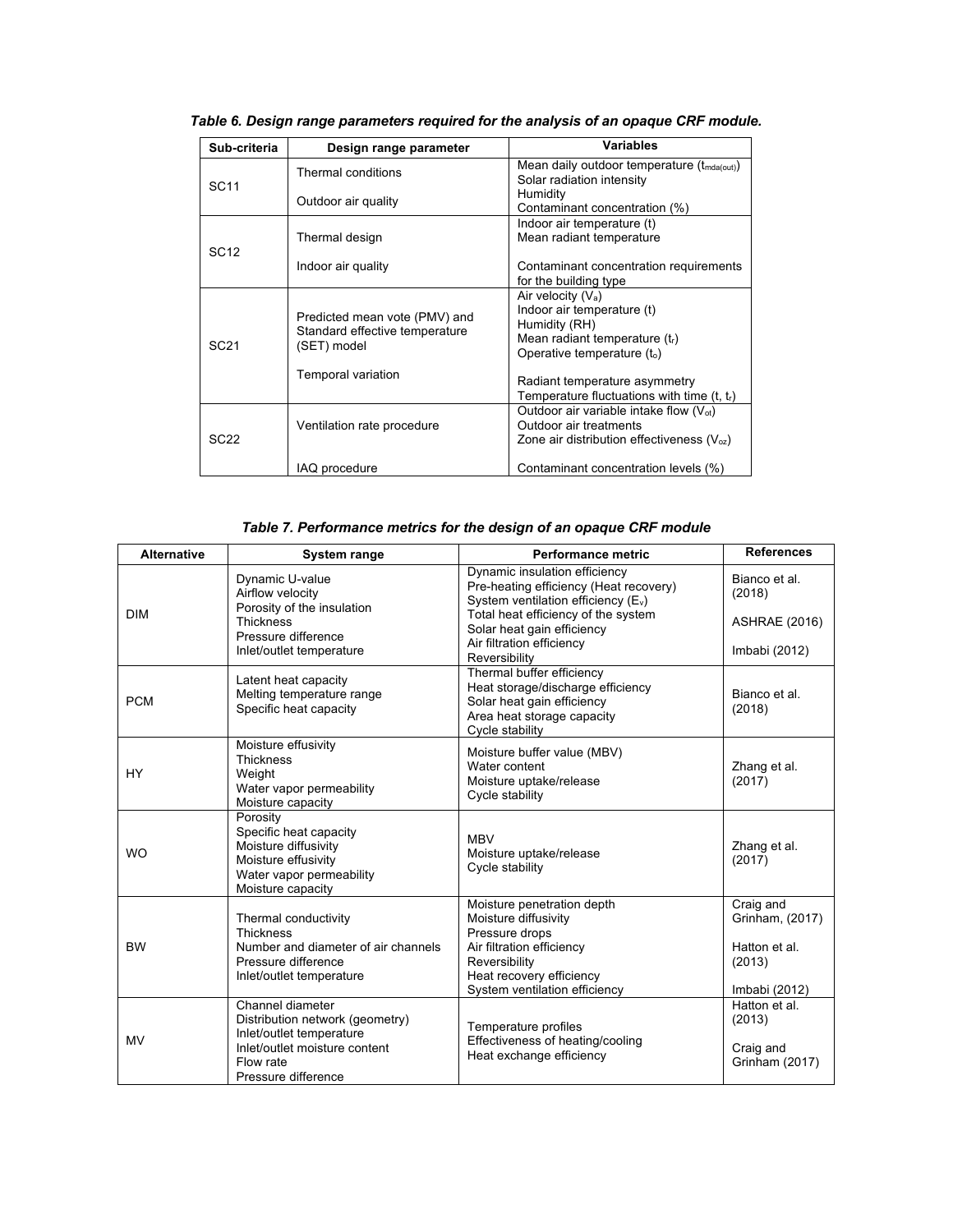***Table 6. Design range parameters required for the analysis of an opaque CRF module.***

| Sub-criteria | Design range parameter | Variables |
|---|---|---|
| SC11 | Thermal conditions<br><br>Outdoor air quality | Mean daily outdoor temperature ($t_{mda(out)}$)<br>Solar radiation intensity<br>Humidity<br>Contaminant concentration (%) |
| SC12 | Thermal design<br><br>Indoor air quality | Indoor air temperature (t)<br>Mean radiant temperature<br><br>Contaminant concentration requirements for the building type |
| SC21 | Predicted mean vote (PMV) and Standard effective temperature (SET) model<br><br>Temporal variation | Air velocity ($V_a$)<br>Indoor air temperature (t)<br>Humidity (RH)<br>Mean radiant temperature ($t_r$)<br>Operative temperature ($t_o$)<br><br>Radiant temperature asymmetry<br>Temperature fluctuations with time (t, $t_r$) |
| SC22 | Ventilation rate procedure<br><br>IAQ procedure | Outdoor air variable intake flow ($V_{ot}$)<br>Outdoor air treatments<br>Zone air distribution effectiveness ($V_{oz}$)<br><br>Contaminant concentration levels (%) |

***Table 7. Performance metrics for the design of an opaque CRF module***

| Alternative | System range | Performance metric | References |
|---|---|---|---|
| DIM | Dynamic U-value<br>Airflow velocity<br>Porosity of the insulation<br>Thickness<br>Pressure difference<br>Inlet/outlet temperature | Dynamic insulation efficiency<br>Pre-heating efficiency (Heat recovery)<br>System ventilation efficiency ($E_v$)<br>Total heat efficiency of the system<br>Solar heat gain efficiency<br>Air filtration efficiency<br>Reversibility | Bianco et al. (2018)<br><br>ASHRAE (2016)<br><br>Imbabi (2012) |
| PCM | Latent heat capacity<br>Melting temperature range<br>Specific heat capacity | Thermal buffer efficiency<br>Heat storage/discharge efficiency<br>Solar heat gain efficiency<br>Area heat storage capacity<br>Cycle stability | Bianco et al. (2018) |
| HY | Moisture effusivity<br>Thickness<br>Weight<br>Water vapor permeability<br>Moisture capacity | Moisture buffer value (MBV)<br>Water content<br>Moisture uptake/release<br>Cycle stability | Zhang et al. (2017) |
| WO | Porosity<br>Specific heat capacity<br>Moisture diffusivity<br>Moisture effusivity<br>Water vapor permeability<br>Moisture capacity | MBV<br>Moisture uptake/release<br>Cycle stability | Zhang et al. (2017) |
| BW | Thermal conductivity<br>Thickness<br>Number and diameter of air channels<br>Pressure difference<br>Inlet/outlet temperature | Moisture penetration depth<br>Moisture diffusivity<br>Pressure drops<br>Air filtration efficiency<br>Reversibility<br>Heat recovery efficiency<br>System ventilation efficiency | Craig and Grinham, (2017)<br><br>Hatton et al. (2013)<br><br>Imbabi (2012) |
| MV | Channel diameter<br>Distribution network (geometry)<br>Inlet/outlet temperature<br>Inlet/outlet moisture content<br>Flow rate<br>Pressure difference | Temperature profiles<br>Effectiveness of heating/cooling<br>Heat exchange efficiency | Hatton et al. (2013)<br><br>Craig and Grinham (2017) |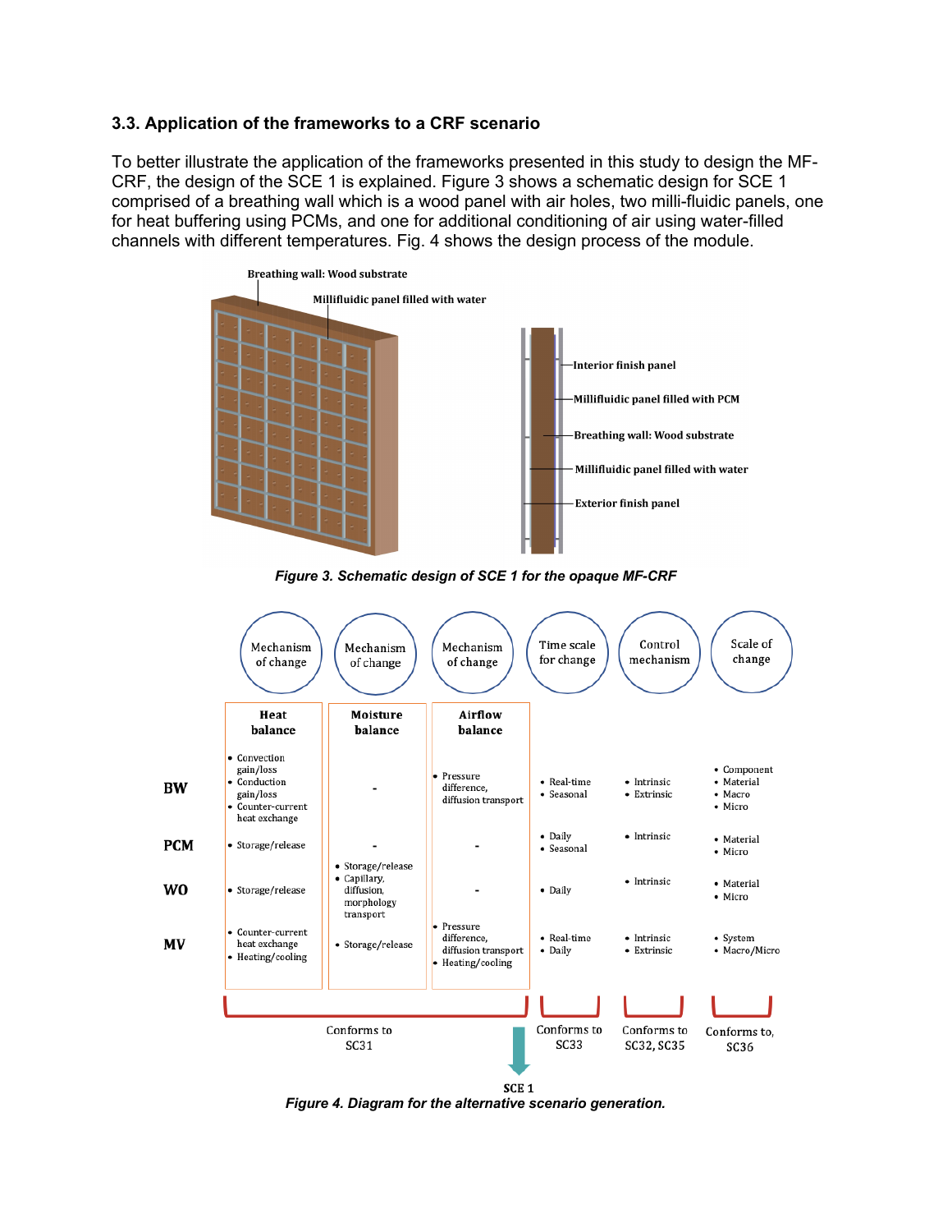### 3.3. Application of the frameworks to a CRF scenario

To better illustrate the application of the frameworks presented in this study to design the MF-CRF, the design of the SCE 1 is explained. Figure 3 shows a schematic design for SCE 1 comprised of a breathing wall which is a wood panel with air holes, two milli-fluidic panels, one for heat buffering using PCMs, and one for additional conditioning of air using water-filled channels with different temperatures. Fig. 4 shows the design process of the module.

*Figure 3. Schematic design of SCE 1 for the opaque MF-CRF*

|  | Mechanism of change: Heat balance | Mechanism of change: Moisture balance | Mechanism of change: Airflow balance | Time scale for change | Control mechanism | Scale of change |
|---|---|---|---|---|---|---|
| BW | • Convection gain/loss<br>• Conduction gain/loss<br>• Counter-current heat exchange | - | • Pressure difference, diffusion transport | • Real-time<br>• Seasonal | • Intrinsic<br>• Extrinsic | • Component<br>• Material<br>• Macro<br>• Micro |
| PCM | • Storage/release | - | - | • Daily<br>• Seasonal | • Intrinsic | • Material<br>• Micro |
| WO | • Storage/release | • Storage/release<br>• Capillary, diffusion, morphology transport | - | • Daily | • Intrinsic | • Material<br>• Micro |
| MV | • Counter-current heat exchange<br>• Heating/cooling | • Storage/release | • Pressure difference, diffusion transport<br>• Heating/cooling | • Real-time<br>• Daily | • Intrinsic<br>• Extrinsic | • System<br>• Macro/Micro |
|  | Conforms to SC31 |  |  | Conforms to SC33 | Conforms to SC32, SC35 | Conforms to, SC36 |

→ SCE 1

*Figure 4. Diagram for the alternative scenario generation.*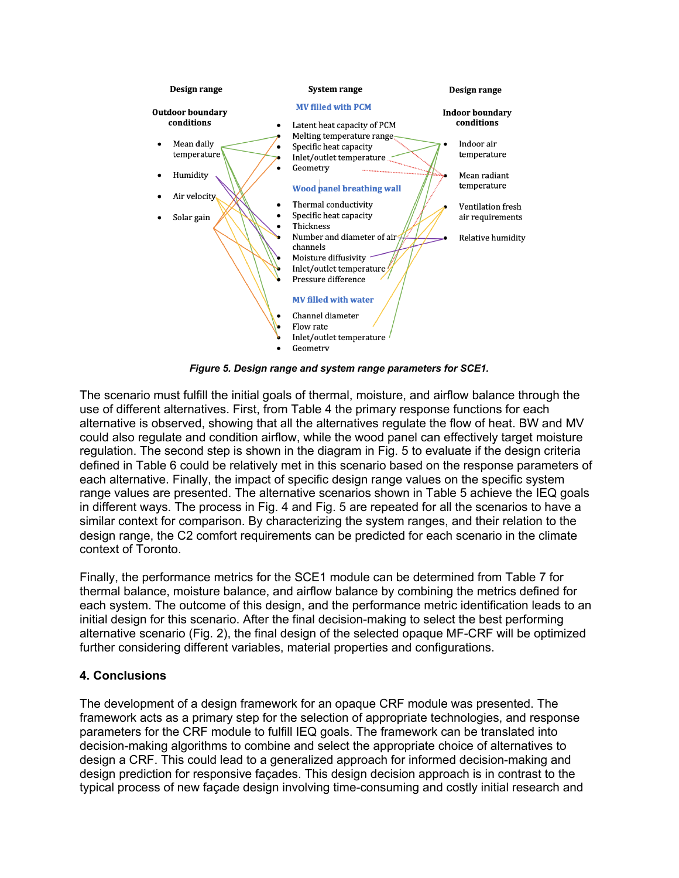**Design range**

**Outdoor boundary conditions**

- Mean daily temperature
- Humidity
- Air velocity
- Solar gain

**System range**

**MV filled with PCM**

- Latent heat capacity of PCM
- Melting temperature range
- Specific heat capacity
- Inlet/outlet temperature
- Geometry

**Wood panel breathing wall**

- Thermal conductivity
- Specific heat capacity
- Thickness
- Number and diameter of air channels
- Moisture diffusivity
- Inlet/outlet temperature
- Pressure difference

**MV filled with water**

- Channel diameter
- Flow rate
- Inlet/outlet temperature
- Geometry

**Design range**

**Indoor boundary conditions**

- Indoor air temperature
- Mean radiant temperature
- Ventilation fresh air requirements
- Relative humidity

*Figure 5. Design range and system range parameters for SCE1.*

The scenario must fulfill the initial goals of thermal, moisture, and airflow balance through the use of different alternatives. First, from Table 4 the primary response functions for each alternative is observed, showing that all the alternatives regulate the flow of heat. BW and MV could also regulate and condition airflow, while the wood panel can effectively target moisture regulation. The second step is shown in the diagram in Fig. 5 to evaluate if the design criteria defined in Table 6 could be relatively met in this scenario based on the response parameters of each alternative. Finally, the impact of specific design range values on the specific system range values are presented. The alternative scenarios shown in Table 5 achieve the IEQ goals in different ways. The process in Fig. 4 and Fig. 5 are repeated for all the scenarios to have a similar context for comparison. By characterizing the system ranges, and their relation to the design range, the C2 comfort requirements can be predicted for each scenario in the climate context of Toronto.

Finally, the performance metrics for the SCE1 module can be determined from Table 7 for thermal balance, moisture balance, and airflow balance by combining the metrics defined for each system. The outcome of this design, and the performance metric identification leads to an initial design for this scenario. After the final decision-making to select the best performing alternative scenario (Fig. 2), the final design of the selected opaque MF-CRF will be optimized further considering different variables, material properties and configurations.

## 4. Conclusions

The development of a design framework for an opaque CRF module was presented. The framework acts as a primary step for the selection of appropriate technologies, and response parameters for the CRF module to fulfill IEQ goals. The framework can be translated into decision-making algorithms to combine and select the appropriate choice of alternatives to design a CRF. This could lead to a generalized approach for informed decision-making and design prediction for responsive façades. This design decision approach is in contrast to the typical process of new façade design involving time-consuming and costly initial research and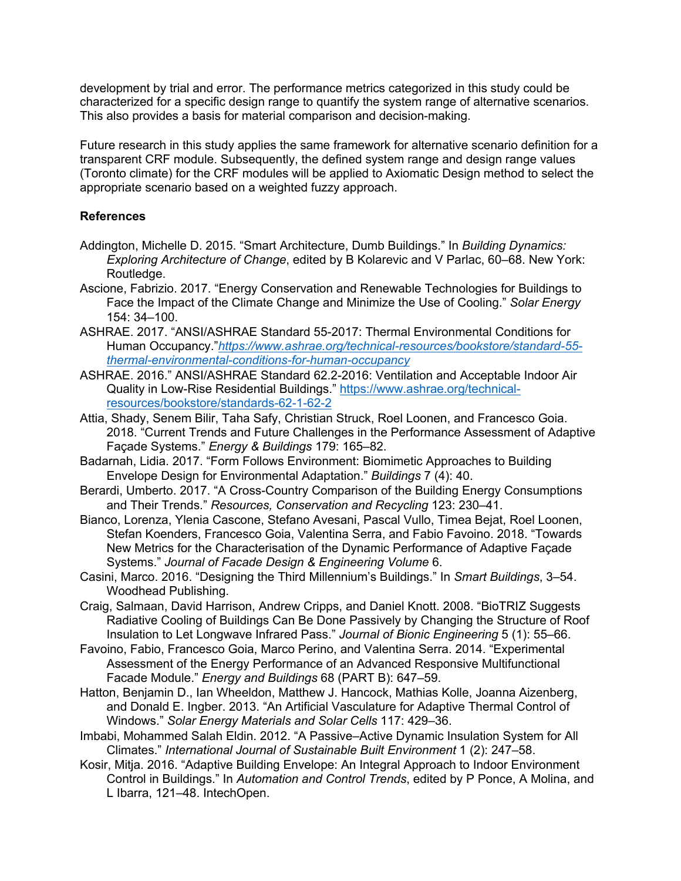development by trial and error. The performance metrics categorized in this study could be characterized for a specific design range to quantify the system range of alternative scenarios. This also provides a basis for material comparison and decision-making.

Future research in this study applies the same framework for alternative scenario definition for a transparent CRF module. Subsequently, the defined system range and design range values (Toronto climate) for the CRF modules will be applied to Axiomatic Design method to select the appropriate scenario based on a weighted fuzzy approach.

**References**

Addington, Michelle D. 2015. "Smart Architecture, Dumb Buildings." In *Building Dynamics: Exploring Architecture of Change*, edited by B Kolarevic and V Parlac, 60–68. New York: Routledge.

Ascione, Fabrizio. 2017. "Energy Conservation and Renewable Technologies for Buildings to Face the Impact of the Climate Change and Minimize the Use of Cooling." *Solar Energy* 154: 34–100.

ASHRAE. 2017. "ANSI/ASHRAE Standard 55-2017: Thermal Environmental Conditions for Human Occupancy."*https://www.ashrae.org/technical-resources/bookstore/standard-55-thermal-environmental-conditions-for-human-occupancy*

ASHRAE. 2016." ANSI/ASHRAE Standard 62.2-2016: Ventilation and Acceptable Indoor Air Quality in Low-Rise Residential Buildings." https://www.ashrae.org/technical-resources/bookstore/standards-62-1-62-2

Attia, Shady, Senem Bilir, Taha Safy, Christian Struck, Roel Loonen, and Francesco Goia. 2018. "Current Trends and Future Challenges in the Performance Assessment of Adaptive Façade Systems." *Energy & Buildings* 179: 165–82.

Badarnah, Lidia. 2017. "Form Follows Environment: Biomimetic Approaches to Building Envelope Design for Environmental Adaptation." *Buildings* 7 (4): 40.

Berardi, Umberto. 2017. "A Cross-Country Comparison of the Building Energy Consumptions and Their Trends." *Resources, Conservation and Recycling* 123: 230–41.

Bianco, Lorenza, Ylenia Cascone, Stefano Avesani, Pascal Vullo, Timea Bejat, Roel Loonen, Stefan Koenders, Francesco Goia, Valentina Serra, and Fabio Favoino. 2018. "Towards New Metrics for the Characterisation of the Dynamic Performance of Adaptive Façade Systems." *Journal of Facade Design & Engineering Volume* 6.

Casini, Marco. 2016. "Designing the Third Millennium's Buildings." In *Smart Buildings*, 3–54. Woodhead Publishing.

Craig, Salmaan, David Harrison, Andrew Cripps, and Daniel Knott. 2008. "BioTRIZ Suggests Radiative Cooling of Buildings Can Be Done Passively by Changing the Structure of Roof Insulation to Let Longwave Infrared Pass." *Journal of Bionic Engineering* 5 (1): 55–66.

Favoino, Fabio, Francesco Goia, Marco Perino, and Valentina Serra. 2014. "Experimental Assessment of the Energy Performance of an Advanced Responsive Multifunctional Facade Module." *Energy and Buildings* 68 (PART B): 647–59.

Hatton, Benjamin D., Ian Wheeldon, Matthew J. Hancock, Mathias Kolle, Joanna Aizenberg, and Donald E. Ingber. 2013. "An Artificial Vasculature for Adaptive Thermal Control of Windows." *Solar Energy Materials and Solar Cells* 117: 429–36.

Imbabi, Mohammed Salah Eldin. 2012. "A Passive–Active Dynamic Insulation System for All Climates." *International Journal of Sustainable Built Environment* 1 (2): 247–58.

Kosir, Mitja. 2016. "Adaptive Building Envelope: An Integral Approach to Indoor Environment Control in Buildings." In *Automation and Control Trends*, edited by P Ponce, A Molina, and L Ibarra, 121–48. IntechOpen.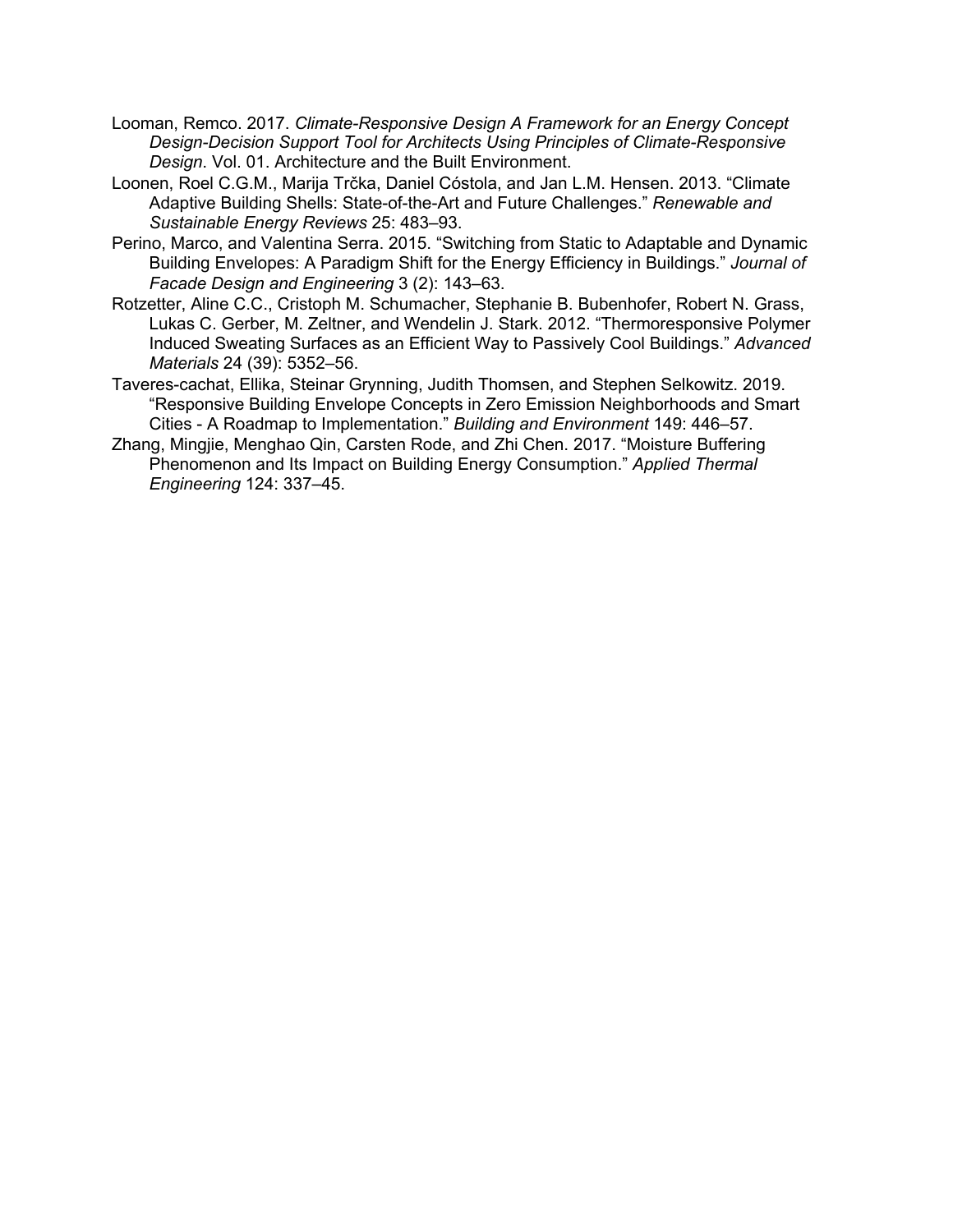Looman, Remco. 2017. *Climate-Responsive Design A Framework for an Energy Concept Design-Decision Support Tool for Architects Using Principles of Climate-Responsive Design*. Vol. 01. Architecture and the Built Environment.

Loonen, Roel C.G.M., Marija Trčka, Daniel Cóstola, and Jan L.M. Hensen. 2013. "Climate Adaptive Building Shells: State-of-the-Art and Future Challenges." *Renewable and Sustainable Energy Reviews* 25: 483–93.

Perino, Marco, and Valentina Serra. 2015. "Switching from Static to Adaptable and Dynamic Building Envelopes: A Paradigm Shift for the Energy Efficiency in Buildings." *Journal of Facade Design and Engineering* 3 (2): 143–63.

Rotzetter, Aline C.C., Cristoph M. Schumacher, Stephanie B. Bubenhofer, Robert N. Grass, Lukas C. Gerber, M. Zeltner, and Wendelin J. Stark. 2012. "Thermoresponsive Polymer Induced Sweating Surfaces as an Efficient Way to Passively Cool Buildings." *Advanced Materials* 24 (39): 5352–56.

Taveres-cachat, Ellika, Steinar Grynning, Judith Thomsen, and Stephen Selkowitz. 2019. "Responsive Building Envelope Concepts in Zero Emission Neighborhoods and Smart Cities - A Roadmap to Implementation." *Building and Environment* 149: 446–57.

Zhang, Mingjie, Menghao Qin, Carsten Rode, and Zhi Chen. 2017. "Moisture Buffering Phenomenon and Its Impact on Building Energy Consumption." *Applied Thermal Engineering* 124: 337–45.